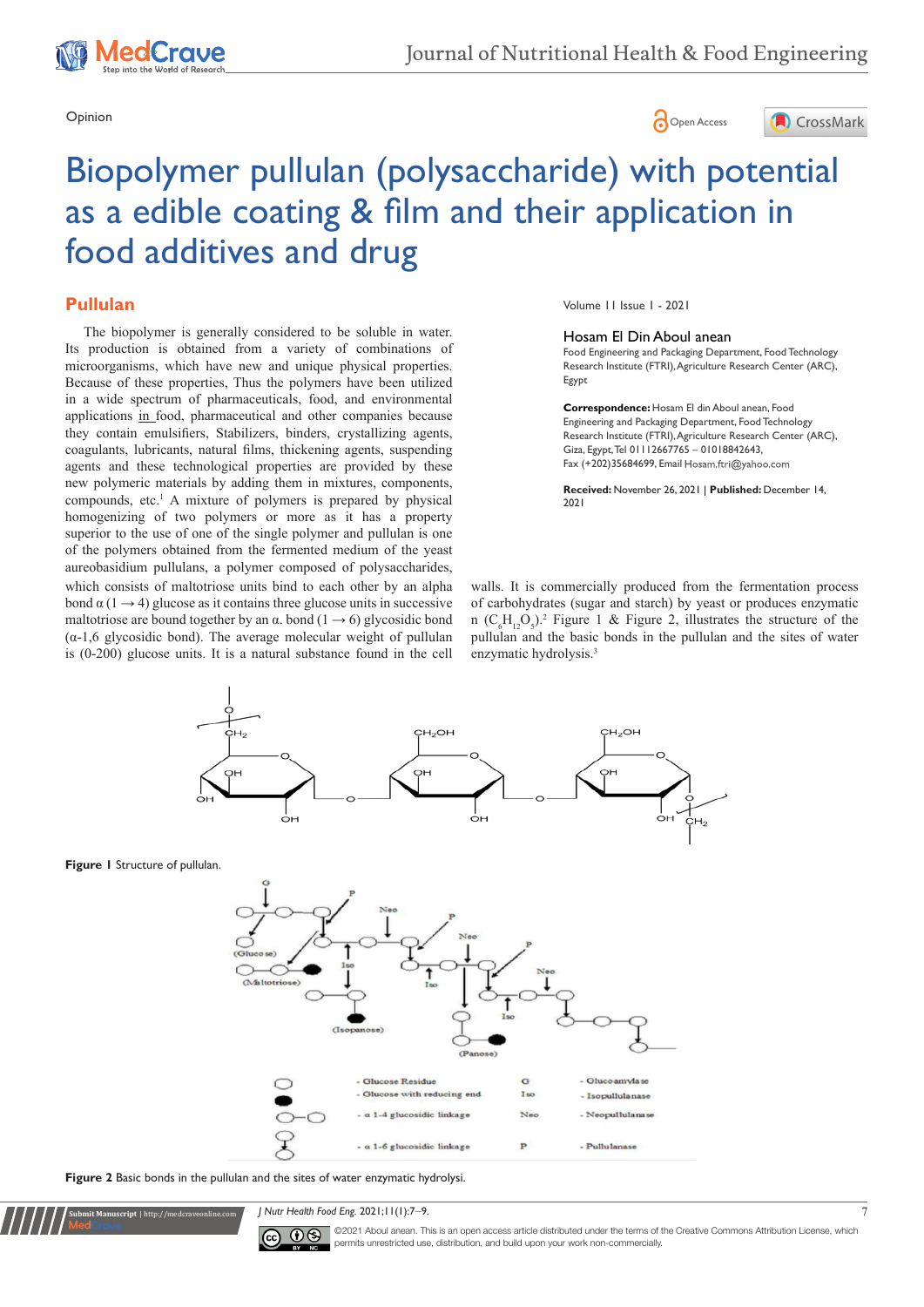Opinion

# Biopolymer pullulan (polysaccharide) with potential as a edible coating & film and their application in food additives and drug

Volume 11 Issue 1 - 2021

**Hosam El Din Aboul anean**

Food Engineering and Packaging Department, Food Technology Research Institute (FTRI), Agriculture Research Center (ARC), Egypt

**Correspondence:** Hosam El din Aboul anean, Food Engineering and Packaging Department, Food Technology Research Institute (FTRI), Agriculture Research Center (ARC), Giza, Egypt, Tel 01112667765 – 01018842643, Fax (+202)35684699, Email Hosam.ftri@yahoo.com

**Received:** November 26, 2021 | **Published:** December 14, 2021

## Pullulan

The biopolymer is generally considered to be soluble in water. Its production is obtained from a variety of combinations of microorganisms, which have new and unique physical properties. Because of these properties, Thus the polymers have been utilized in a wide spectrum of pharmaceuticals, food, and environmental applications in food, pharmaceutical and other companies because they contain emulsifiers, Stabilizers, binders, crystallizing agents, coagulants, lubricants, natural films, thickening agents, suspending agents and these technological properties are provided by these new polymeric materials by adding them in mixtures, components, compounds, etc.[1] A mixture of polymers is prepared by physical homogenizing of two polymers or more as it has a property superior to the use of one of the single polymer and pullulan is one of the polymers obtained from the fermented medium of the yeast aureobasidium pullulans, a polymer composed of polysaccharides, which consists of maltotriose units bind to each other by an alpha bond α (1 → 4) glucose as it contains three glucose units in successive maltotriose are bound together by an α. bond (1 → 6) glycosidic bond (α-1,6 glycosidic bond). The average molecular weight of pullulan is (0-200) glucose units. It is a natural substance found in the cell walls. It is commercially produced from the fermentation process of carbohydrates (sugar and starch) by yeast or produces enzymatic n $(C_6H_{12}O_5)$.[2] Figure 1 & Figure 2, illustrates the structure of the pullulan and the basic bonds in the pullulan and the sites of water enzymatic hydrolysis.[3]

**Figure 1** Structure of pullulan.

**Figure 2** Basic bonds in the pullulan and the sites of water enzymatic hydrolysi.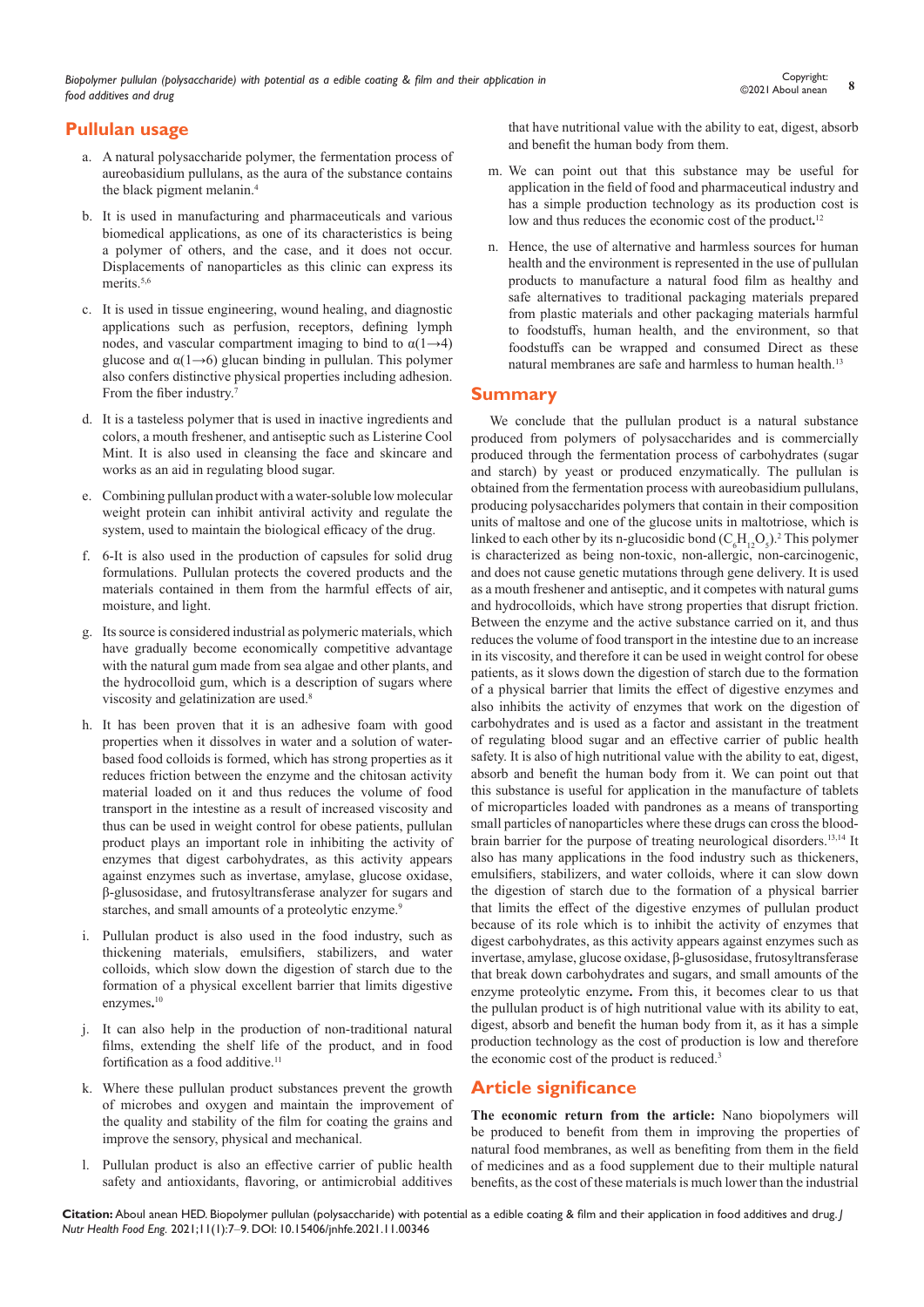## Pullulan usage

a. A natural polysaccharide polymer, the fermentation process of aureobasidium pullulans, as the aura of the substance contains the black pigment melanin.[4]

b. It is used in manufacturing and pharmaceuticals and various biomedical applications, as one of its characteristics is being a polymer of others, and the case, and it does not occur. Displacements of nanoparticles as this clinic can express its merits.[5,6]

c. It is used in tissue engineering, wound healing, and diagnostic applications such as perfusion, receptors, defining lymph nodes, and vascular compartment imaging to bind to $\alpha(1\rightarrow4)$ glucose and $\alpha(1\rightarrow6)$ glucan binding in pullulan. This polymer also confers distinctive physical properties including adhesion. From the fiber industry.[7]

d. It is a tasteless polymer that is used in inactive ingredients and colors, a mouth freshener, and antiseptic such as Listerine Cool Mint. It is also used in cleansing the face and skincare and works as an aid in regulating blood sugar.

e. Combining pullulan product with a water-soluble low molecular weight protein can inhibit antiviral activity and regulate the system, used to maintain the biological efficacy of the drug.

f. 6-It is also used in the production of capsules for solid drug formulations. Pullulan protects the covered products and the materials contained in them from the harmful effects of air, moisture, and light.

g. Its source is considered industrial as polymeric materials, which have gradually become economically competitive advantage with the natural gum made from sea algae and other plants, and the hydrocolloid gum, which is a description of sugars where viscosity and gelatinization are used.[8]

h. It has been proven that it is an adhesive foam with good properties when it dissolves in water and a solution of water-based food colloids is formed, which has strong properties as it reduces friction between the enzyme and the chitosan activity material loaded on it and thus reduces the volume of food transport in the intestine as a result of increased viscosity and thus can be used in weight control for obese patients, pullulan product plays an important role in inhibiting the activity of enzymes that digest carbohydrates, as this activity appears against enzymes such as invertase, amylase, glucose oxidase, β-glusosidase, and frutosyltransferase analyzer for sugars and starches, and small amounts of a proteolytic enzyme.[9]

i. Pullulan product is also used in the food industry, such as thickening materials, emulsifiers, stabilizers, and water colloids, which slow down the digestion of starch due to the formation of a physical excellent barrier that limits digestive enzymes**.**[10]

j. It can also help in the production of non-traditional natural films, extending the shelf life of the product, and in food fortification as a food additive.[11]

k. Where these pullulan product substances prevent the growth of microbes and oxygen and maintain the improvement of the quality and stability of the film for coating the grains and improve the sensory, physical and mechanical.

l. Pullulan product is also an effective carrier of public health safety and antioxidants, flavoring, or antimicrobial additives that have nutritional value with the ability to eat, digest, absorb and benefit the human body from them.

m. We can point out that this substance may be useful for application in the field of food and pharmaceutical industry and has a simple production technology as its production cost is low and thus reduces the economic cost of the product**.**[12]

n. Hence, the use of alternative and harmless sources for human health and the environment is represented in the use of pullulan products to manufacture a natural food film as healthy and safe alternatives to traditional packaging materials prepared from plastic materials and other packaging materials harmful to foodstuffs, human health, and the environment, so that foodstuffs can be wrapped and consumed Direct as these natural membranes are safe and harmless to human health.[13]

## Summary

We conclude that the pullulan product is a natural substance produced from polymers of polysaccharides and is commercially produced through the fermentation process of carbohydrates (sugar and starch) by yeast or produced enzymatically. The pullulan is obtained from the fermentation process with aureobasidium pullulans, producing polysaccharides polymers that contain in their composition units of maltose and one of the glucose units in maltotriose, which is linked to each other by its n-glucosidic bond ($C_6H_{12}O_5$).[2] This polymer is characterized as being non-toxic, non-allergic, non-carcinogenic, and does not cause genetic mutations through gene delivery. It is used as a mouth freshener and antiseptic, and it competes with natural gums and hydrocolloids, which have strong properties that disrupt friction. Between the enzyme and the active substance carried on it, and thus reduces the volume of food transport in the intestine due to an increase in its viscosity, and therefore it can be used in weight control for obese patients, as it slows down the digestion of starch due to the formation of a physical barrier that limits the effect of digestive enzymes and also inhibits the activity of enzymes that work on the digestion of carbohydrates and is used as a factor and assistant in the treatment of regulating blood sugar and an effective carrier of public health safety. It is also of high nutritional value with the ability to eat, digest, absorb and benefit the human body from it. We can point out that this substance is useful for application in the manufacture of tablets of microparticles loaded with pandrones as a means of transporting small particles of nanoparticles where these drugs can cross the blood-brain barrier for the purpose of treating neurological disorders.[13,14] It also has many applications in the food industry such as thickeners, emulsifiers, stabilizers, and water colloids, where it can slow down the digestion of starch due to the formation of a physical barrier that limits the effect of the digestive enzymes of pullulan product because of its role which is to inhibit the activity of enzymes that digest carbohydrates, as this activity appears against enzymes such as invertase, amylase, glucose oxidase, β-glusosidase, frutosyltransferase that break down carbohydrates and sugars, and small amounts of the enzyme proteolytic enzyme**.** From this, it becomes clear to us that the pullulan product is of high nutritional value with its ability to eat, digest, absorb and benefit the human body from it, as it has a simple production technology as the cost of production is low and therefore the economic cost of the product is reduced.[3]

## Article significance

**The economic return from the article:** Nano biopolymers will be produced to benefit from them in improving the properties of natural food membranes, as well as benefiting from them in the field of medicines and as a food supplement due to their multiple natural benefits, as the cost of these materials is much lower than the industrial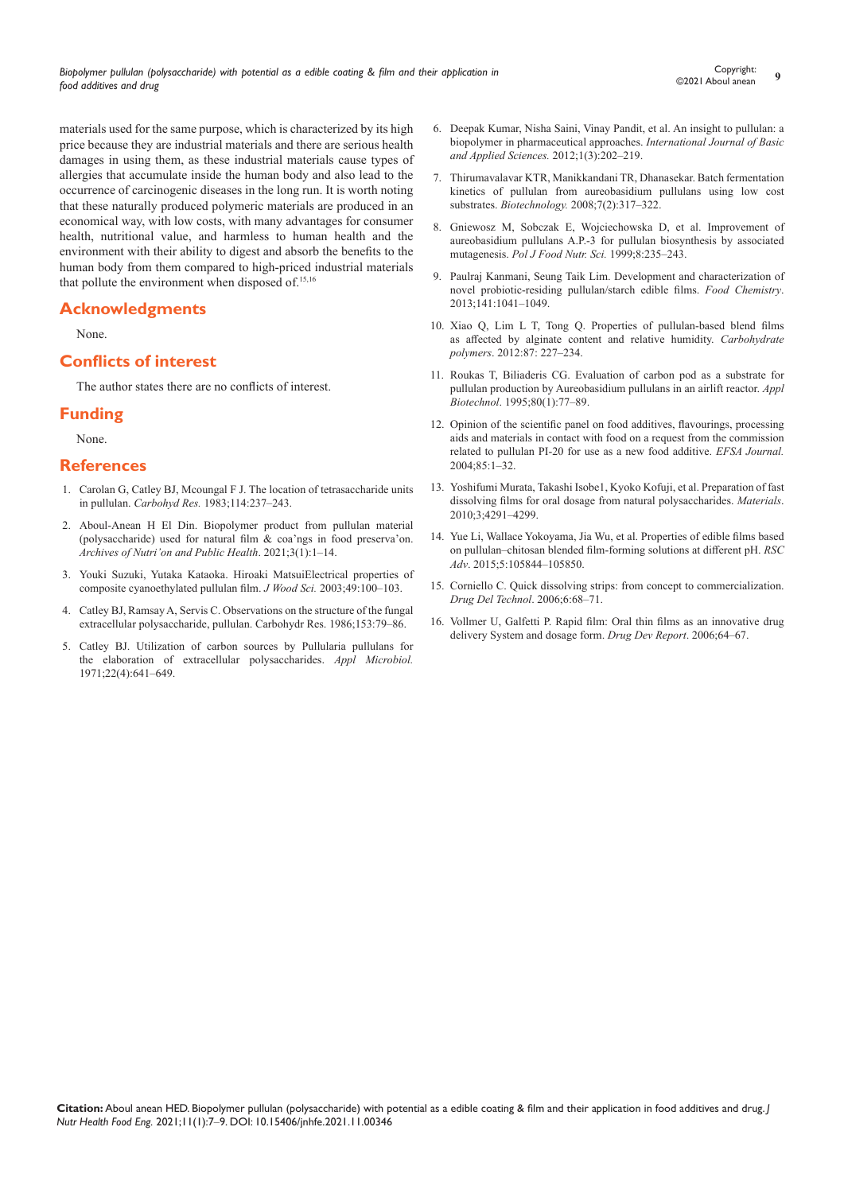materials used for the same purpose, which is characterized by its high price because they are industrial materials and there are serious health damages in using them, as these industrial materials cause types of allergies that accumulate inside the human body and also lead to the occurrence of carcinogenic diseases in the long run. It is worth noting that these naturally produced polymeric materials are produced in an economical way, with low costs, with many advantages for consumer health, nutritional value, and harmless to human health and the environment with their ability to digest and absorb the benefits to the human body from them compared to high-priced industrial materials that pollute the environment when disposed of.[15,16]

## Acknowledgments

None.

## Conflicts of interest

The author states there are no conflicts of interest.

## Funding

None.

## References

1. Carolan G, Catley BJ, Mcoungal F J. The location of tetrasaccharide units in pullulan. *Carbohyd Res.* 1983;114:237–243.
2. Aboul-Anean H El Din. Biopolymer product from pullulan material (polysaccharide) used for natural film & coa'ngs in food preserva'on. *Archives of Nutri'on and Public Health*. 2021;3(1):1–14.
3. Youki Suzuki, Yutaka Kataoka. Hiroaki MatsuiElectrical properties of composite cyanoethylated pullulan film. *J Wood Sci.* 2003;49:100–103.
4. Catley BJ, Ramsay A, Servis C. Observations on the structure of the fungal extracellular polysaccharide, pullulan. Carbohydr Res. 1986;153:79–86.
5. Catley BJ. Utilization of carbon sources by Pullularia pullulans for the elaboration of extracellular polysaccharides. *Appl Microbiol.* 1971;22(4):641–649.
6. Deepak Kumar, Nisha Saini, Vinay Pandit, et al. An insight to pullulan: a biopolymer in pharmaceutical approaches. *International Journal of Basic and Applied Sciences.* 2012;1(3):202–219.
7. Thirumavalavar KTR, Manikkandani TR, Dhanasekar. Batch fermentation kinetics of pullulan from aureobasidium pullulans using low cost substrates. *Biotechnology.* 2008;7(2):317–322.
8. Gniewosz M, Sobczak E, Wojciechowska D, et al. Improvement of aureobasidium pullulans A.P.-3 for pullulan biosynthesis by associated mutagenesis. *Pol J Food Nutr. Sci.* 1999;8:235–243.
9. Paulraj Kanmani, Seung Taik Lim. Development and characterization of novel probiotic-residing pullulan/starch edible films. *Food Chemistry*. 2013;141:1041–1049.
10. Xiao Q, Lim L T, Tong Q. Properties of pullulan-based blend films as affected by alginate content and relative humidity. *Carbohydrate polymers*. 2012:87: 227–234.
11. Roukas T, Biliaderis CG. Evaluation of carbon pod as a substrate for pullulan production by Aureobasidium pullulans in an airlift reactor. *Appl Biotechnol*. 1995;80(1):77–89.
12. Opinion of the scientific panel on food additives, flavourings, processing aids and materials in contact with food on a request from the commission related to pullulan PI-20 for use as a new food additive. *EFSA Journal.* 2004;85:1–32.
13. Yoshifumi Murata, Takashi Isobe1, Kyoko Kofuji, et al. Preparation of fast dissolving films for oral dosage from natural polysaccharides. *Materials*. 2010;3;4291–4299.
14. Yue Li, Wallace Yokoyama, Jia Wu, et al. Properties of edible films based on pullulan–chitosan blended film-forming solutions at different pH. *RSC Adv*. 2015;5:105844–105850.
15. Corniello C. Quick dissolving strips: from concept to commercialization. *Drug Del Technol*. 2006;6:68–71.
16. Vollmer U, Galfetti P. Rapid film: Oral thin films as an innovative drug delivery System and dosage form. *Drug Dev Report*. 2006;64–67.